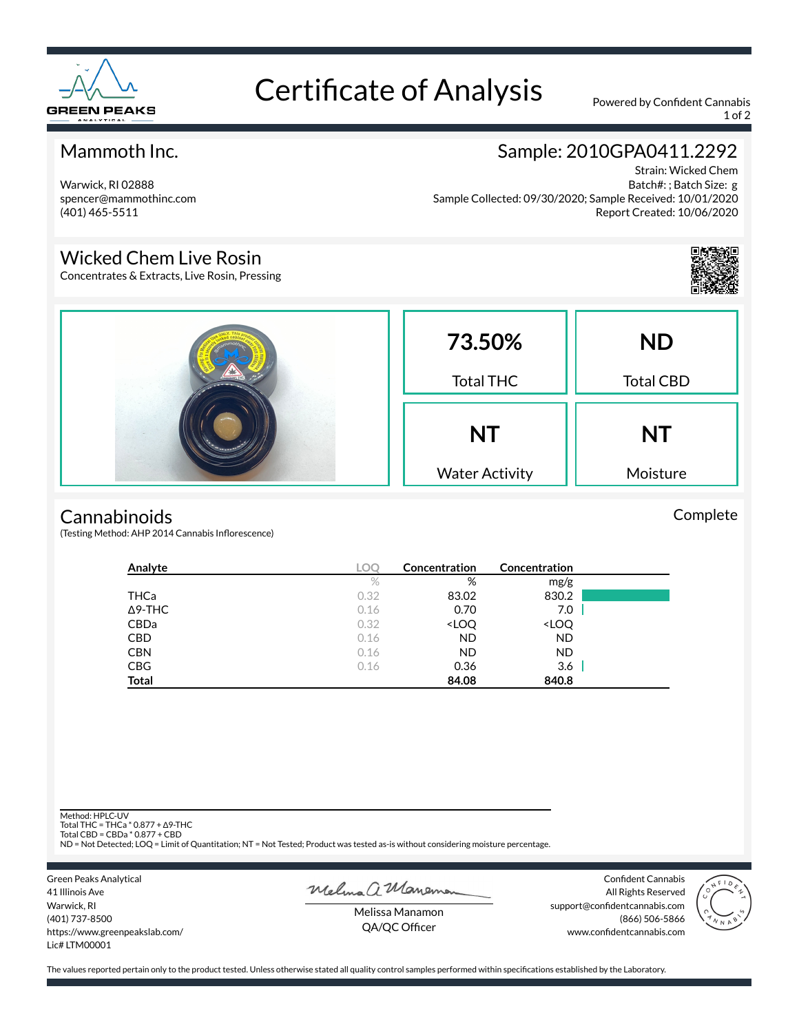# Certificate of Analysis

Powered by Confident Cannabis

## Mammoth Inc.

Warwick, RI 02888
spencer@mammothinc.com
(401) 465-5511

## Sample: 2010GPA0411.2292

Strain: Wicked Chem
Batch#: ; Batch Size: g
Sample Collected: 09/30/2020; Sample Received: 10/01/2020
Report Created: 10/06/2020

## Wicked Chem Live Rosin

Concentrates & Extracts, Live Rosin, Pressing

| 73.50% | ND |
|---|---|
| Total THC | Total CBD |
| **NT** | **NT** |
| Water Activity | Moisture |

## Cannabinoids

Complete

(Testing Method: AHP 2014 Cannabis Inflorescence)

| Analyte | LOQ | Concentration | Concentration |
|---|---|---|---|
| | % | % | mg/g |
| THCa | 0.32 | 83.02 | 830.2 |
| Δ9-THC | 0.16 | 0.70 | 7.0 |
| CBDa | 0.32 | <LOQ | <LOQ |
| CBD | 0.16 | ND | ND |
| CBN | 0.16 | ND | ND |
| CBG | 0.16 | 0.36 | 3.6 |
| **Total** | | **84.08** | **840.8** |

Method: HPLC-UV
Total THC = THCa * 0.877 + Δ9-THC
Total CBD = CBDa * 0.877 + CBD
ND = Not Detected; LOQ = Limit of Quantitation; NT = Not Tested; Product was tested as-is without considering moisture percentage.

Green Peaks Analytical
41 Illinois Ave
Warwick, RI
(401) 737-8500
https://www.greenpeakslab.com/
Lic# LTM00001

Melissa Manamon
QA/QC Officer

Confident Cannabis
All Rights Reserved
support@confidentcannabis.com
(866) 506-5866
www.confidentcannabis.com

The values reported pertain only to the product tested. Unless otherwise stated all quality control samples performed within specifications established by the Laboratory.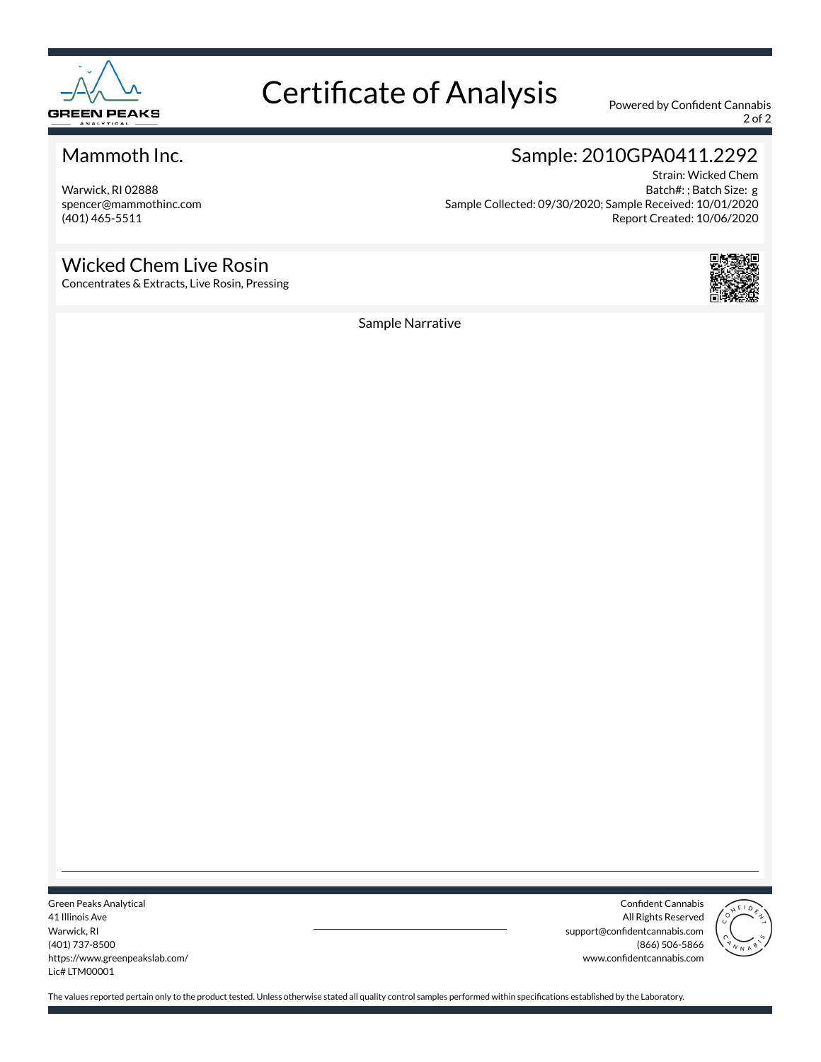# Certificate of Analysis

Powered by Confident Cannabis

## Mammoth Inc.

Warwick, RI 02888
spencer@mammothinc.com
(401) 465-5511

## Sample: 2010GPA0411.2292

Strain: Wicked Chem
Batch#: ; Batch Size: g
Sample Collected: 09/30/2020; Sample Received: 10/01/2020
Report Created: 10/06/2020

## Wicked Chem Live Rosin

Concentrates & Extracts, Live Rosin, Pressing

Sample Narrative

Green Peaks Analytical
41 Illinois Ave
Warwick, RI
(401) 737-8500
https://www.greenpeakslab.com/
Lic# LTM00001

Confident Cannabis
All Rights Reserved
support@confidentcannabis.com
(866) 506-5866
www.confidentcannabis.com

The values reported pertain only to the product tested. Unless otherwise stated all quality control samples performed within specifications established by the Laboratory.